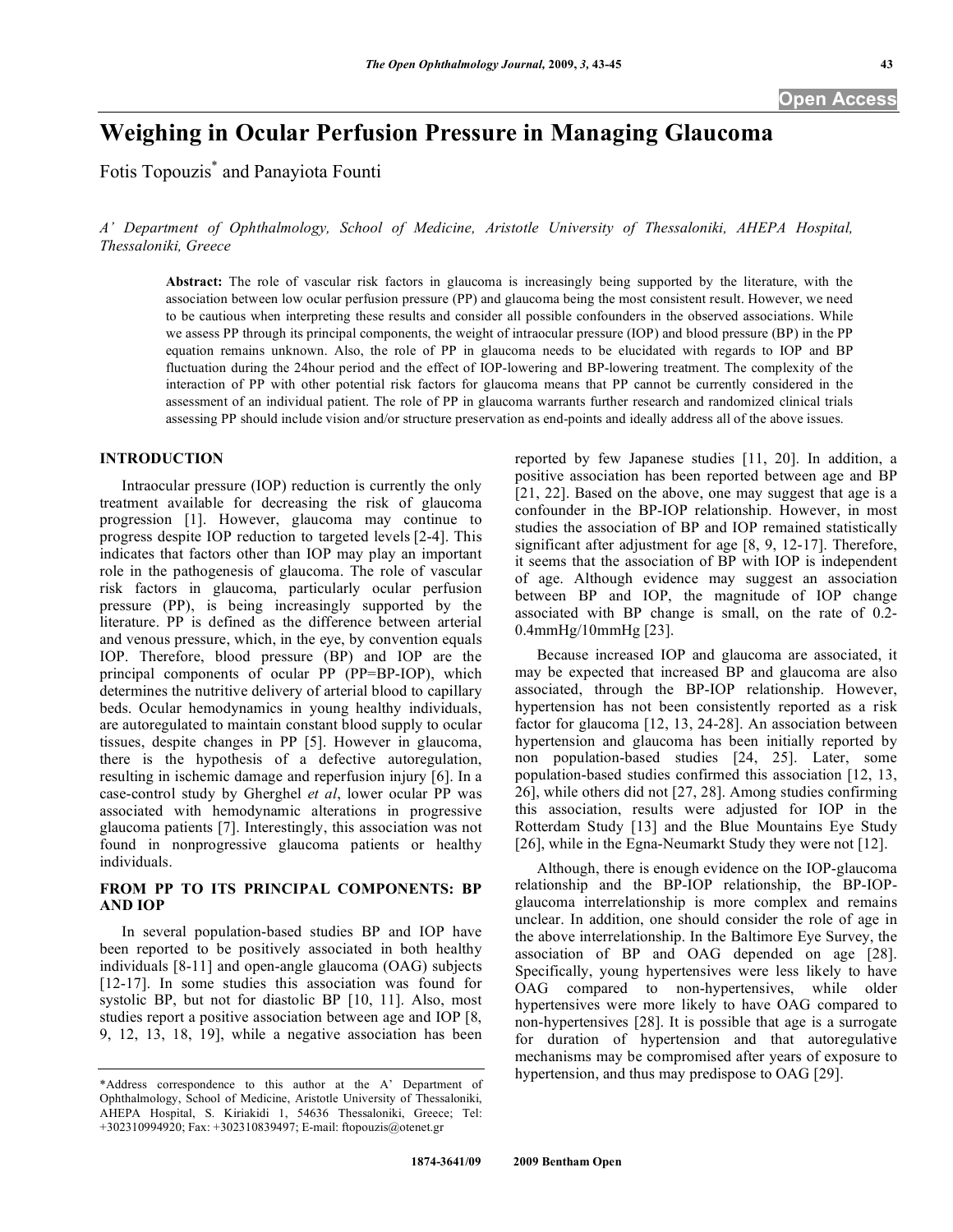# Weighing in Ocular Perfusion Pressure in Managing Glaucoma

Fotis Topouzis* and Panayiota Founti

*A' Department of Ophthalmology, School of Medicine, Aristotle University of Thessaloniki, AHEPA Hospital, Thessaloniki, Greece*

**Abstract:** The role of vascular risk factors in glaucoma is increasingly being supported by the literature, with the association between low ocular perfusion pressure (PP) and glaucoma being the most consistent result. However, we need to be cautious when interpreting these results and consider all possible confounders in the observed associations. While we assess PP through its principal components, the weight of intraocular pressure (IOP) and blood pressure (BP) in the PP equation remains unknown. Also, the role of PP in glaucoma needs to be elucidated with regards to IOP and BP fluctuation during the 24hour period and the effect of IOP-lowering and BP-lowering treatment. The complexity of the interaction of PP with other potential risk factors for glaucoma means that PP cannot be currently considered in the assessment of an individual patient. The role of PP in glaucoma warrants further research and randomized clinical trials assessing PP should include vision and/or structure preservation as end-points and ideally address all of the above issues.

## INTRODUCTION

Intraocular pressure (IOP) reduction is currently the only treatment available for decreasing the risk of glaucoma progression [1]. However, glaucoma may continue to progress despite IOP reduction to targeted levels [2-4]. This indicates that factors other than IOP may play an important role in the pathogenesis of glaucoma. The role of vascular risk factors in glaucoma, particularly ocular perfusion pressure (PP), is being increasingly supported by the literature. PP is defined as the difference between arterial and venous pressure, which, in the eye, by convention equals IOP. Therefore, blood pressure (BP) and IOP are the principal components of ocular PP (PP=BP-IOP), which determines the nutritive delivery of arterial blood to capillary beds. Ocular hemodynamics in young healthy individuals, are autoregulated to maintain constant blood supply to ocular tissues, despite changes in PP [5]. However in glaucoma, there is the hypothesis of a defective autoregulation, resulting in ischemic damage and reperfusion injury [6]. In a case-control study by Gherghel *et al*, lower ocular PP was associated with hemodynamic alterations in progressive glaucoma patients [7]. Interestingly, this association was not found in nonprogressive glaucoma patients or healthy individuals.

## FROM PP TO ITS PRINCIPAL COMPONENTS: BP AND IOP

In several population-based studies BP and IOP have been reported to be positively associated in both healthy individuals [8-11] and open-angle glaucoma (OAG) subjects [12-17]. In some studies this association was found for systolic BP, but not for diastolic BP [10, 11]. Also, most studies report a positive association between age and IOP [8, 9, 12, 13, 18, 19], while a negative association has been reported by few Japanese studies [11, 20]. In addition, a positive association has been reported between age and BP [21, 22]. Based on the above, one may suggest that age is a confounder in the BP-IOP relationship. However, in most studies the association of BP and IOP remained statistically significant after adjustment for age [8, 9, 12-17]. Therefore, it seems that the association of BP with IOP is independent of age. Although evidence may suggest an association between BP and IOP, the magnitude of IOP change associated with BP change is small, on the rate of 0.2-0.4mmHg/10mmHg [23].

Because increased IOP and glaucoma are associated, it may be expected that increased BP and glaucoma are also associated, through the BP-IOP relationship. However, hypertension has not been consistently reported as a risk factor for glaucoma [12, 13, 24-28]. An association between hypertension and glaucoma has been initially reported by non population-based studies [24, 25]. Later, some population-based studies confirmed this association [12, 13, 26], while others did not [27, 28]. Among studies confirming this association, results were adjusted for IOP in the Rotterdam Study [13] and the Blue Mountains Eye Study [26], while in the Egna-Neumarkt Study they were not [12].

Although, there is enough evidence on the IOP-glaucoma relationship and the BP-IOP relationship, the BP-IOP-glaucoma interrelationship is more complex and remains unclear. In addition, one should consider the role of age in the above interrelationship. In the Baltimore Eye Survey, the association of BP and OAG depended on age [28]. Specifically, young hypertensives were less likely to have OAG compared to non-hypertensives, while older hypertensives were more likely to have OAG compared to non-hypertensives [28]. It is possible that age is a surrogate for duration of hypertension and that autoregulative mechanisms may be compromised after years of exposure to hypertension, and thus may predispose to OAG [29].

*Address correspondence to this author at the A' Department of Ophthalmology, School of Medicine, Aristotle University of Thessaloniki, AHEPA Hospital, S. Kiriakidi 1, 54636 Thessaloniki, Greece; Tel: +302310994920; Fax: +302310839497; E-mail: ftopouzis@otenet.gr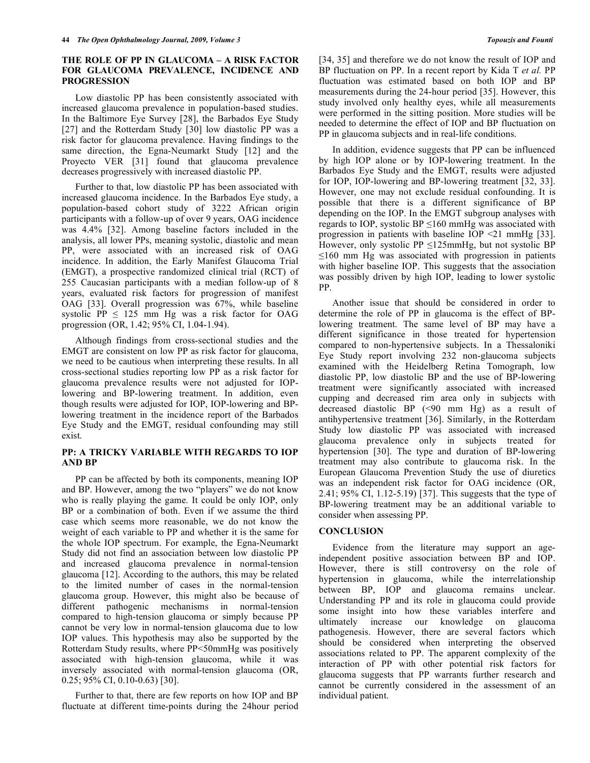## THE ROLE OF PP IN GLAUCOMA – A RISK FACTOR FOR GLAUCOMA PREVALENCE, INCIDENCE AND PROGRESSION

Low diastolic PP has been consistently associated with increased glaucoma prevalence in population-based studies. In the Baltimore Eye Survey [28], the Barbados Eye Study [27] and the Rotterdam Study [30] low diastolic PP was a risk factor for glaucoma prevalence. Having findings to the same direction, the Egna-Neumarkt Study [12] and the Proyecto VER [31] found that glaucoma prevalence decreases progressively with increased diastolic PP.

Further to that, low diastolic PP has been associated with increased glaucoma incidence. In the Barbados Eye study, a population-based cohort study of over 3222 African origin participants with a follow-up of over 9 years, OAG incidence was 4.4% [32]. Among baseline factors included in the analysis, all lower PPs, meaning systolic, diastolic and mean PP, were associated with an increased risk of OAG incidence. In addition, the Early Manifest Glaucoma Trial (EMGT), a prospective randomized clinical trial (RCT) of 255 Caucasian participants with a median follow-up of 8 years, evaluated risk factors for progression of manifest OAG [33]. Overall progression was 67%, while baseline systolic PP ≤ 125 mm Hg was a risk factor for OAG progression (OR, 1.42; 95% CI, 1.04-1.94).

Although findings from cross-sectional studies and the EMGT are consistent on low PP as risk factor for glaucoma, we need to be cautious when interpreting these results. In all cross-sectional studies reporting low PP as a risk factor for glaucoma prevalence results were not adjusted for IOP-lowering and BP-lowering treatment. In addition, even though results were adjusted for IOP, IOP-lowering and BP-lowering treatment in the incidence report of the Barbados Eye Study and the EMGT, residual confounding may still exist.

## PP: A TRICKY VARIABLE WITH REGARDS TO IOP AND BP

PP can be affected by both its components, meaning IOP and BP. However, among the two "players" we do not know who is really playing the game. It could be only IOP, only BP or a combination of both. Even if we assume the third case which seems more reasonable, we do not know the weight of each variable to PP and whether it is the same for the whole IOP spectrum. For example, the Egna-Neumarkt Study did not find an association between low diastolic PP and increased glaucoma prevalence in normal-tension glaucoma [12]. According to the authors, this may be related to the limited number of cases in the normal-tension glaucoma group. However, this might also be because of different pathogenic mechanisms in normal-tension compared to high-tension glaucoma or simply because PP cannot be very low in normal-tension glaucoma due to low IOP values. This hypothesis may also be supported by the Rotterdam Study results, where PP<50mmHg was positively associated with high-tension glaucoma, while it was inversely associated with normal-tension glaucoma (OR, 0.25; 95% CI, 0.10-0.63) [30].

Further to that, there are few reports on how IOP and BP fluctuate at different time-points during the 24hour period [34, 35] and therefore we do not know the result of IOP and BP fluctuation on PP. In a recent report by Kida T *et al.* PP fluctuation was estimated based on both IOP and BP measurements during the 24-hour period [35]. However, this study involved only healthy eyes, while all measurements were performed in the sitting position. More studies will be needed to determine the effect of IOP and BP fluctuation on PP in glaucoma subjects and in real-life conditions.

In addition, evidence suggests that PP can be influenced by high IOP alone or by IOP-lowering treatment. In the Barbados Eye Study and the EMGT, results were adjusted for IOP, IOP-lowering and BP-lowering treatment [32, 33]. However, one may not exclude residual confounding. It is possible that there is a different significance of BP depending on the IOP. In the EMGT subgroup analyses with regards to IOP, systolic BP ≤160 mmHg was associated with progression in patients with baseline IOP <21 mmHg [33]. However, only systolic PP ≤125mmHg, but not systolic BP ≤160 mm Hg was associated with progression in patients with higher baseline IOP. This suggests that the association was possibly driven by high IOP, leading to lower systolic PP.

Another issue that should be considered in order to determine the role of PP in glaucoma is the effect of BP-lowering treatment. The same level of BP may have a different significance in those treated for hypertension compared to non-hypertensive subjects. In a Thessaloniki Eye Study report involving 232 non-glaucoma subjects examined with the Heidelberg Retina Tomograph, low diastolic PP, low diastolic BP and the use of BP-lowering treatment were significantly associated with increased cupping and decreased rim area only in subjects with decreased diastolic BP (<90 mm Hg) as a result of antihypertensive treatment [36]. Similarly, in the Rotterdam Study low diastolic PP was associated with increased glaucoma prevalence only in subjects treated for hypertension [30]. The type and duration of BP-lowering treatment may also contribute to glaucoma risk. In the European Glaucoma Prevention Study the use of diuretics was an independent risk factor for OAG incidence (OR, 2.41; 95% CI, 1.12-5.19) [37]. This suggests that the type of BP-lowering treatment may be an additional variable to consider when assessing PP.

## CONCLUSION

Evidence from the literature may support an age-independent positive association between BP and IOP. However, there is still controversy on the role of hypertension in glaucoma, while the interrelationship between BP, IOP and glaucoma remains unclear. Understanding PP and its role in glaucoma could provide some insight into how these variables interfere and ultimately increase our knowledge on glaucoma pathogenesis. However, there are several factors which should be considered when interpreting the observed associations related to PP. The apparent complexity of the interaction of PP with other potential risk factors for glaucoma suggests that PP warrants further research and cannot be currently considered in the assessment of an individual patient.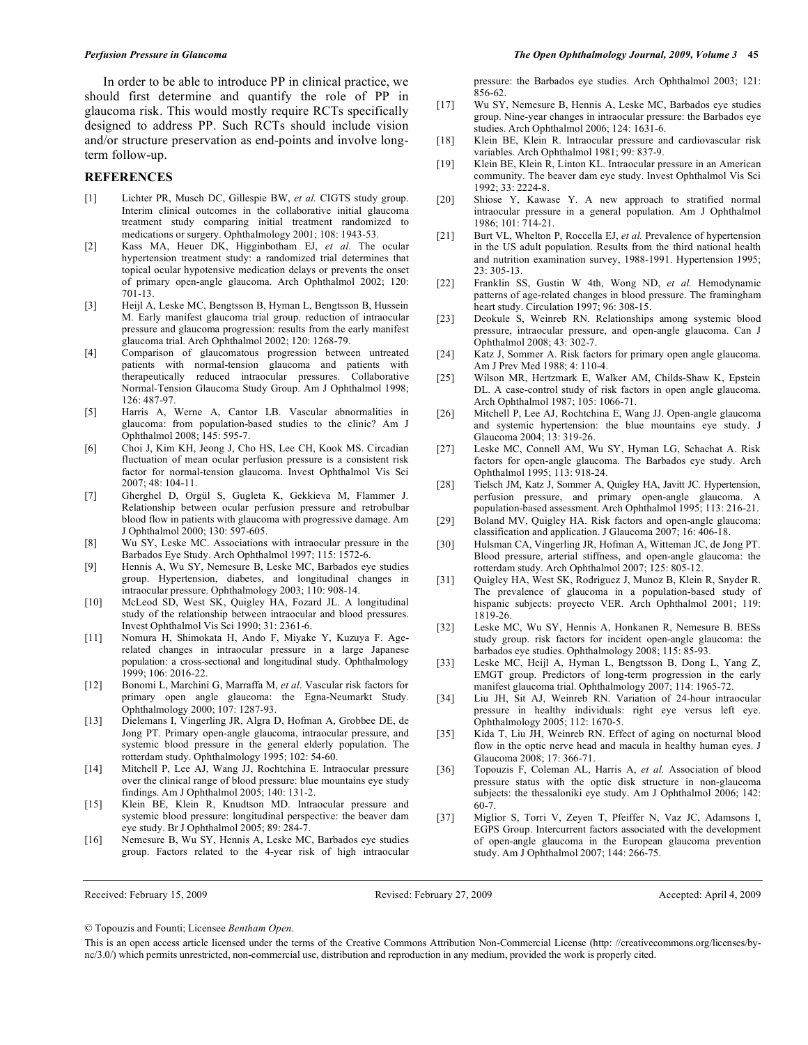In order to be able to introduce PP in clinical practice, we should first determine and quantify the role of PP in glaucoma risk. This would mostly require RCTs specifically designed to address PP. Such RCTs should include vision and/or structure preservation as end-points and involve long-term follow-up.

## REFERENCES

[1] Lichter PR, Musch DC, Gillespie BW, *et al.* CIGTS study group. Interim clinical outcomes in the collaborative initial glaucoma treatment study comparing initial treatment randomized to medications or surgery. Ophthalmology 2001; 108: 1943-53.

[2] Kass MA, Heuer DK, Higginbotham EJ, *et al*. The ocular hypertension treatment study: a randomized trial determines that topical ocular hypotensive medication delays or prevents the onset of primary open-angle glaucoma. Arch Ophthalmol 2002; 120: 701-13.

[3] Heijl A, Leske MC, Bengtsson B, Hyman L, Bengtsson B, Hussein M. Early manifest glaucoma trial group. reduction of intraocular pressure and glaucoma progression: results from the early manifest glaucoma trial. Arch Ophthalmol 2002; 120: 1268-79.

[4] Comparison of glaucomatous progression between untreated patients with normal-tension glaucoma and patients with therapeutically reduced intraocular pressures. Collaborative Normal-Tension Glaucoma Study Group. Am J Ophthalmol 1998; 126: 487-97.

[5] Harris A, Werne A, Cantor LB. Vascular abnormalities in glaucoma: from population-based studies to the clinic? Am J Ophthalmol 2008; 145: 595-7.

[6] Choi J, Kim KH, Jeong J, Cho HS, Lee CH, Kook MS. Circadian fluctuation of mean ocular perfusion pressure is a consistent risk factor for normal-tension glaucoma. Invest Ophthalmol Vis Sci 2007; 48: 104-11.

[7] Gherghel D, Orgül S, Gugleta K, Gekkieva M, Flammer J. Relationship between ocular perfusion pressure and retrobulbar blood flow in patients with glaucoma with progressive damage. Am J Ophthalmol 2000; 130: 597-605.

[8] Wu SY, Leske MC. Associations with intraocular pressure in the Barbados Eye Study. Arch Ophthalmol 1997; 115: 1572-6.

[9] Hennis A, Wu SY, Nemesure B, Leske MC, Barbados eye studies group. Hypertension, diabetes, and longitudinal changes in intraocular pressure. Ophthalmology 2003; 110: 908-14.

[10] McLeod SD, West SK, Quigley HA, Fozard JL. A longitudinal study of the relationship between intraocular and blood pressures. Invest Ophthalmol Vis Sci 1990; 31: 2361-6.

[11] Nomura H, Shimokata H, Ando F, Miyake Y, Kuzuya F. Age-related changes in intraocular pressure in a large Japanese population: a cross-sectional and longitudinal study. Ophthalmology 1999; 106: 2016-22.

[12] Bonomi L, Marchini G, Marraffa M, *et al.* Vascular risk factors for primary open angle glaucoma: the Egna-Neumarkt Study. Ophthalmology 2000; 107: 1287-93.

[13] Dielemans I, Vingerling JR, Algra D, Hofman A, Grobbee DE, de Jong PT. Primary open-angle glaucoma, intraocular pressure, and systemic blood pressure in the general elderly population. The rotterdam study. Ophthalmology 1995; 102: 54-60.

[14] Mitchell P, Lee AJ, Wang JJ, Rochtchina E. Intraocular pressure over the clinical range of blood pressure: blue mountains eye study findings. Am J Ophthalmol 2005; 140: 131-2.

[15] Klein BE, Klein R, Knudtson MD. Intraocular pressure and systemic blood pressure: longitudinal perspective: the beaver dam eye study. Br J Ophthalmol 2005; 89: 284-7.

[16] Nemesure B, Wu SY, Hennis A, Leske MC, Barbados eye studies group. Factors related to the 4-year risk of high intraocular pressure: the Barbados eye studies. Arch Ophthalmol 2003; 121: 856-62.

[17] Wu SY, Nemesure B, Hennis A, Leske MC, Barbados eye studies group. Nine-year changes in intraocular pressure: the Barbados eye studies. Arch Ophthalmol 2006; 124: 1631-6.

[18] Klein BE, Klein R. Intraocular pressure and cardiovascular risk variables. Arch Ophthalmol 1981; 99: 837-9.

[19] Klein BE, Klein R, Linton KL. Intraocular pressure in an American community. The beaver dam eye study. Invest Ophthalmol Vis Sci 1992; 33: 2224-8.

[20] Shiose Y, Kawase Y. A new approach to stratified normal intraocular pressure in a general population. Am J Ophthalmol 1986; 101: 714-21.

[21] Burt VL, Whelton P, Roccella EJ, *et al.* Prevalence of hypertension in the US adult population. Results from the third national health and nutrition examination survey, 1988-1991. Hypertension 1995; 23: 305-13.

[22] Franklin SS, Gustin W 4th, Wong ND, *et al.* Hemodynamic patterns of age-related changes in blood pressure. The framingham heart study. Circulation 1997; 96: 308-15.

[23] Deokule S, Weinreb RN. Relationships among systemic blood pressure, intraocular pressure, and open-angle glaucoma. Can J Ophthalmol 2008; 43: 302-7.

[24] Katz J, Sommer A. Risk factors for primary open angle glaucoma. Am J Prev Med 1988; 4: 110-4.

[25] Wilson MR, Hertzmark E, Walker AM, Childs-Shaw K, Epstein DL. A case-control study of risk factors in open angle glaucoma. Arch Ophthalmol 1987; 105: 1066-71.

[26] Mitchell P, Lee AJ, Rochtchina E, Wang JJ. Open-angle glaucoma and systemic hypertension: the blue mountains eye study. J Glaucoma 2004; 13: 319-26.

[27] Leske MC, Connell AM, Wu SY, Hyman LG, Schachat A. Risk factors for open-angle glaucoma. The Barbados eye study. Arch Ophthalmol 1995; 113: 918-24.

[28] Tielsch JM, Katz J, Sommer A, Quigley HA, Javitt JC. Hypertension, perfusion pressure, and primary open-angle glaucoma. A population-based assessment. Arch Ophthalmol 1995; 113: 216-21.

[29] Boland MV, Quigley HA. Risk factors and open-angle glaucoma: classification and application. J Glaucoma 2007; 16: 406-18.

[30] Hulsman CA, Vingerling JR, Hofman A, Witteman JC, de Jong PT. Blood pressure, arterial stiffness, and open-angle glaucoma: the rotterdam study. Arch Ophthalmol 2007; 125: 805-12.

[31] Quigley HA, West SK, Rodriguez J, Munoz B, Klein R, Snyder R. The prevalence of glaucoma in a population-based study of hispanic subjects: proyecto VER. Arch Ophthalmol 2001; 119: 1819-26.

[32] Leske MC, Wu SY, Hennis A, Honkanen R, Nemesure B. BESs study group. risk factors for incident open-angle glaucoma: the barbados eye studies. Ophthalmology 2008; 115: 85-93.

[33] Leske MC, Heijl A, Hyman L, Bengtsson B, Dong L, Yang Z, EMGT group. Predictors of long-term progression in the early manifest glaucoma trial. Ophthalmology 2007; 114: 1965-72.

[34] Liu JH, Sit AJ, Weinreb RN. Variation of 24-hour intraocular pressure in healthy individuals: right eye versus left eye. Ophthalmology 2005; 112: 1670-5.

[35] Kida T, Liu JH, Weinreb RN. Effect of aging on nocturnal blood flow in the optic nerve head and macula in healthy human eyes. J Glaucoma 2008; 17: 366-71.

[36] Topouzis F, Coleman AL, Harris A, *et al.* Association of blood pressure status with the optic disk structure in non-glaucoma subjects: the thessaloniki eye study. Am J Ophthalmol 2006; 142: 60-7.

[37] Miglior S, Torri V, Zeyen T, Pfeiffer N, Vaz JC, Adamsons I, EGPS Group. Intercurrent factors associated with the development of open-angle glaucoma in the European glaucoma prevention study. Am J Ophthalmol 2007; 144: 266-75.

Received: February 15, 2009 Revised: February 27, 2009 Accepted: April 4, 2009

© Topouzis and Founti; Licensee *Bentham Open*.

This is an open access article licensed under the terms of the Creative Commons Attribution Non-Commercial License (http: //creativecommons.org/licenses/by-nc/3.0/) which permits unrestricted, non-commercial use, distribution and reproduction in any medium, provided the work is properly cited.